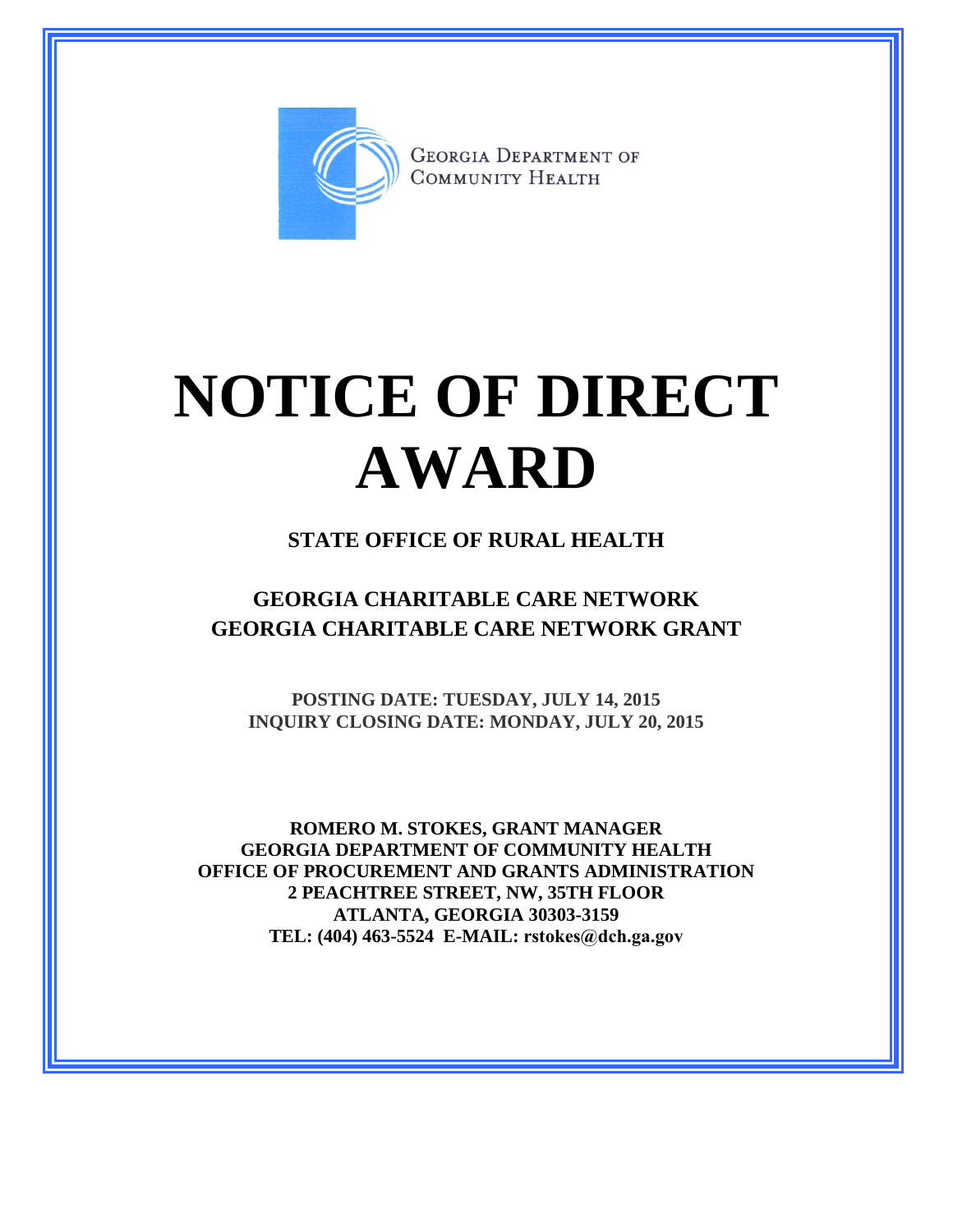GEORGIA DEPARTMENT OF COMMUNITY HEALTH

# NOTICE OF DIRECT AWARD

## STATE OFFICE OF RURAL HEALTH

## GEORGIA CHARITABLE CARE NETWORK
## GEORGIA CHARITABLE CARE NETWORK GRANT

**POSTING DATE: TUESDAY, JULY 14, 2015**
**INQUIRY CLOSING DATE: MONDAY, JULY 20, 2015**

**ROMERO M. STOKES, GRANT MANAGER**
**GEORGIA DEPARTMENT OF COMMUNITY HEALTH**
**OFFICE OF PROCUREMENT AND GRANTS ADMINISTRATION**
**2 PEACHTREE STREET, NW, 35TH FLOOR**
**ATLANTA, GEORGIA 30303-3159**
**TEL: (404) 463-5524 E-MAIL: rstokes@dch.ga.gov**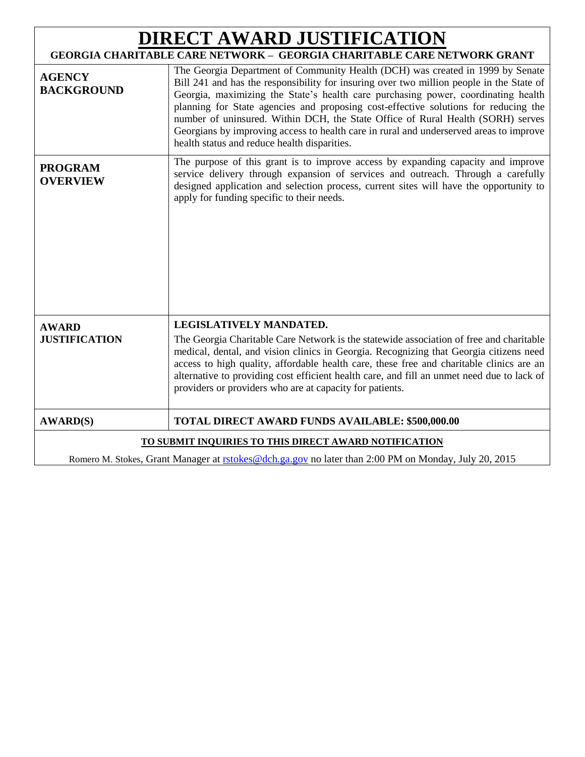# DIRECT AWARD JUSTIFICATION

**GEORGIA CHARITABLE CARE NETWORK – GEORGIA CHARITABLE CARE NETWORK GRANT**

| | |
|---|---|
| **AGENCY BACKGROUND** | The Georgia Department of Community Health (DCH) was created in 1999 by Senate Bill 241 and has the responsibility for insuring over two million people in the State of Georgia, maximizing the State's health care purchasing power, coordinating health planning for State agencies and proposing cost-effective solutions for reducing the number of uninsured. Within DCH, the State Office of Rural Health (SORH) serves Georgians by improving access to health care in rural and underserved areas to improve health status and reduce health disparities. |
| **PROGRAM OVERVIEW** | The purpose of this grant is to improve access by expanding capacity and improve service delivery through expansion of services and outreach. Through a carefully designed application and selection process, current sites will have the opportunity to apply for funding specific to their needs. |
| **AWARD JUSTIFICATION** | **LEGISLATIVELY MANDATED.** The Georgia Charitable Care Network is the statewide association of free and charitable medical, dental, and vision clinics in Georgia. Recognizing that Georgia citizens need access to high quality, affordable health care, these free and charitable clinics are an alternative to providing cost efficient health care, and fill an unmet need due to lack of providers or providers who are at capacity for patients. |
| **AWARD(S)** | **TOTAL DIRECT AWARD FUNDS AVAILABLE: $500,000.00** |

**TO SUBMIT INQUIRIES TO THIS DIRECT AWARD NOTIFICATION**

Romero M. Stokes, Grant Manager at rstokes@dch.ga.gov no later than 2:00 PM on Monday, July 20, 2015